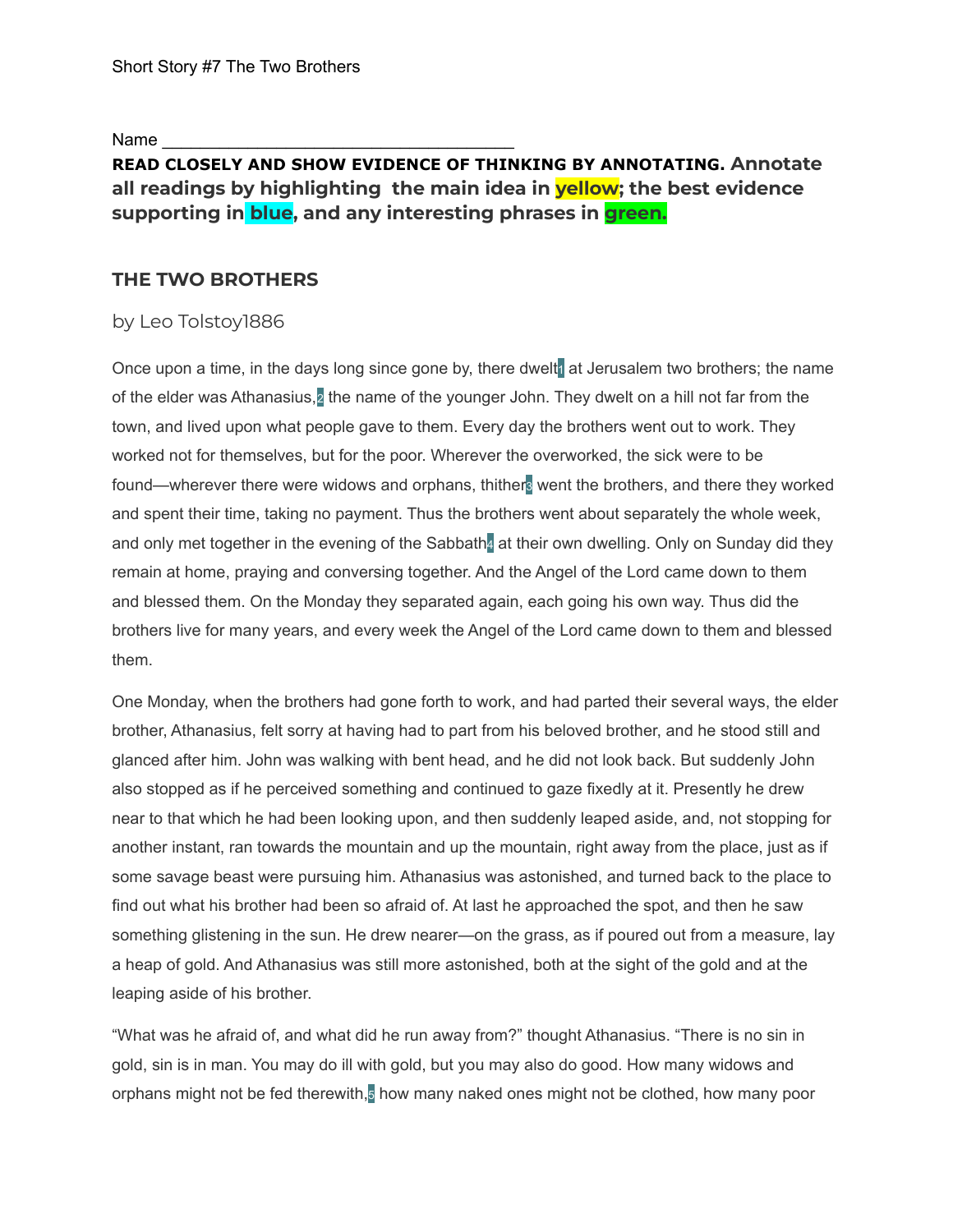Short Story #7 The Two Brothers

Name ___________________________________

**READ CLOSELY AND SHOW EVIDENCE OF THINKING BY ANNOTATING. Annotate all readings by highlighting the main idea in yellow; the best evidence supporting in blue, and any interesting phrases in green.**

## THE TWO BROTHERS

by Leo Tolstoy1886

Once upon a time, in the days long since gone by, there dwelt[1] at Jerusalem two brothers; the name of the elder was Athanasius,[2] the name of the younger John. They dwelt on a hill not far from the town, and lived upon what people gave to them. Every day the brothers went out to work. They worked not for themselves, but for the poor. Wherever the overworked, the sick were to be found—wherever there were widows and orphans, thither[3] went the brothers, and there they worked and spent their time, taking no payment. Thus the brothers went about separately the whole week, and only met together in the evening of the Sabbath[4] at their own dwelling. Only on Sunday did they remain at home, praying and conversing together. And the Angel of the Lord came down to them and blessed them. On the Monday they separated again, each going his own way. Thus did the brothers live for many years, and every week the Angel of the Lord came down to them and blessed them.

One Monday, when the brothers had gone forth to work, and had parted their several ways, the elder brother, Athanasius, felt sorry at having had to part from his beloved brother, and he stood still and glanced after him. John was walking with bent head, and he did not look back. But suddenly John also stopped as if he perceived something and continued to gaze fixedly at it. Presently he drew near to that which he had been looking upon, and then suddenly leaped aside, and, not stopping for another instant, ran towards the mountain and up the mountain, right away from the place, just as if some savage beast were pursuing him. Athanasius was astonished, and turned back to the place to find out what his brother had been so afraid of. At last he approached the spot, and then he saw something glistening in the sun. He drew nearer—on the grass, as if poured out from a measure, lay a heap of gold. And Athanasius was still more astonished, both at the sight of the gold and at the leaping aside of his brother.

“What was he afraid of, and what did he run away from?” thought Athanasius. “There is no sin in gold, sin is in man. You may do ill with gold, but you may also do good. How many widows and orphans might not be fed therewith,[5] how many naked ones might not be clothed, how many poor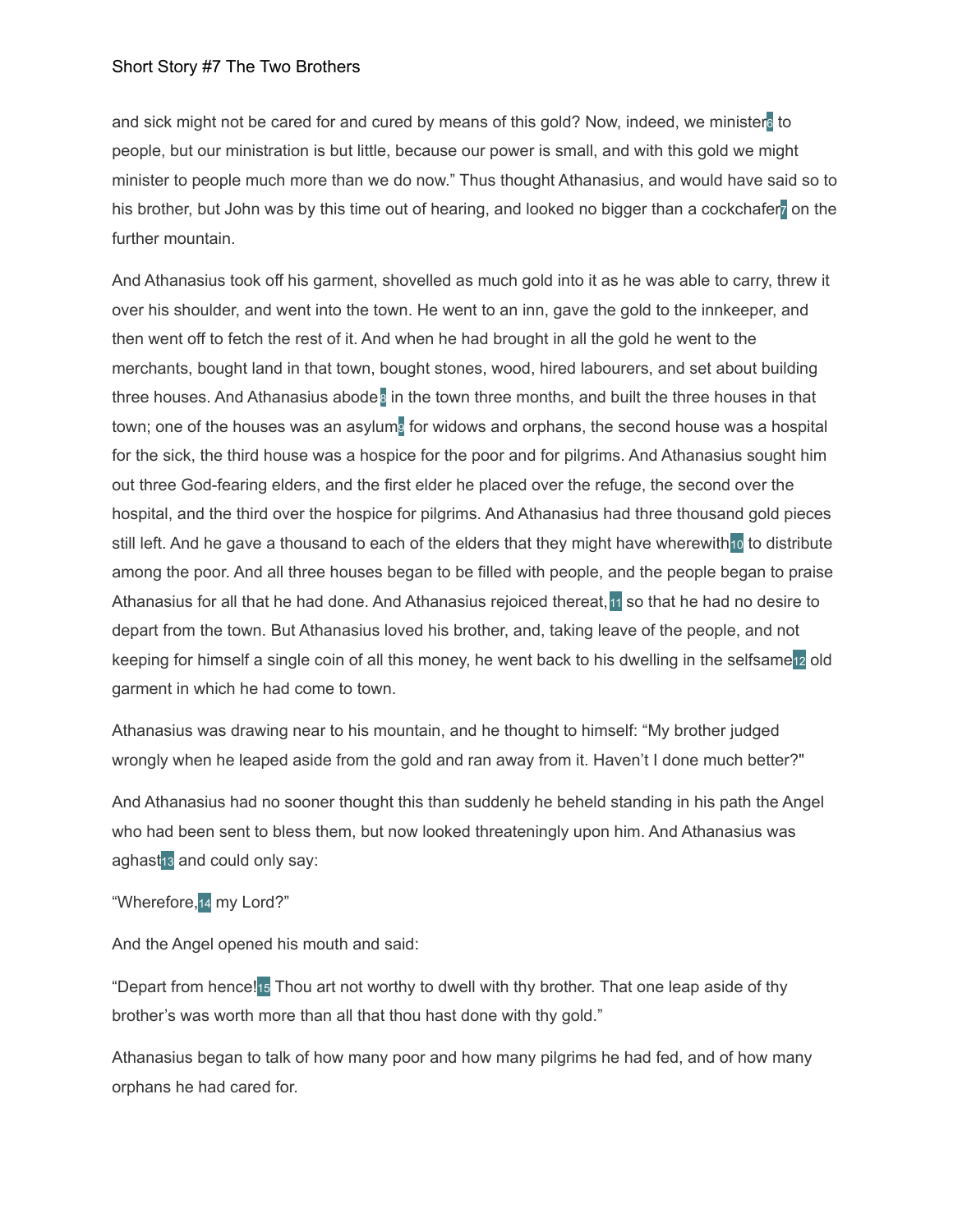and sick might not be cared for and cured by means of this gold? Now, indeed, we minister[6] to people, but our ministration is but little, because our power is small, and with this gold we might minister to people much more than we do now." Thus thought Athanasius, and would have said so to his brother, but John was by this time out of hearing, and looked no bigger than a cockchafer[7] on the further mountain.

And Athanasius took off his garment, shovelled as much gold into it as he was able to carry, threw it over his shoulder, and went into the town. He went to an inn, gave the gold to the innkeeper, and then went off to fetch the rest of it. And when he had brought in all the gold he went to the merchants, bought land in that town, bought stones, wood, hired labourers, and set about building three houses. And Athanasius abode[8] in the town three months, and built the three houses in that town; one of the houses was an asylum[9] for widows and orphans, the second house was a hospital for the sick, the third house was a hospice for the poor and for pilgrims. And Athanasius sought him out three God-fearing elders, and the first elder he placed over the refuge, the second over the hospital, and the third over the hospice for pilgrims. And Athanasius had three thousand gold pieces still left. And he gave a thousand to each of the elders that they might have wherewith[10] to distribute among the poor. And all three houses began to be filled with people, and the people began to praise Athanasius for all that he had done. And Athanasius rejoiced thereat,[11] so that he had no desire to depart from the town. But Athanasius loved his brother, and, taking leave of the people, and not keeping for himself a single coin of all this money, he went back to his dwelling in the selfsame[12] old garment in which he had come to town.

Athanasius was drawing near to his mountain, and he thought to himself: "My brother judged wrongly when he leaped aside from the gold and ran away from it. Haven't I done much better?"

And Athanasius had no sooner thought this than suddenly he beheld standing in his path the Angel who had been sent to bless them, but now looked threateningly upon him. And Athanasius was aghast[13] and could only say:

"Wherefore,[14] my Lord?"

And the Angel opened his mouth and said:

"Depart from hence![15] Thou art not worthy to dwell with thy brother. That one leap aside of thy brother's was worth more than all that thou hast done with thy gold."

Athanasius began to talk of how many poor and how many pilgrims he had fed, and of how many orphans he had cared for.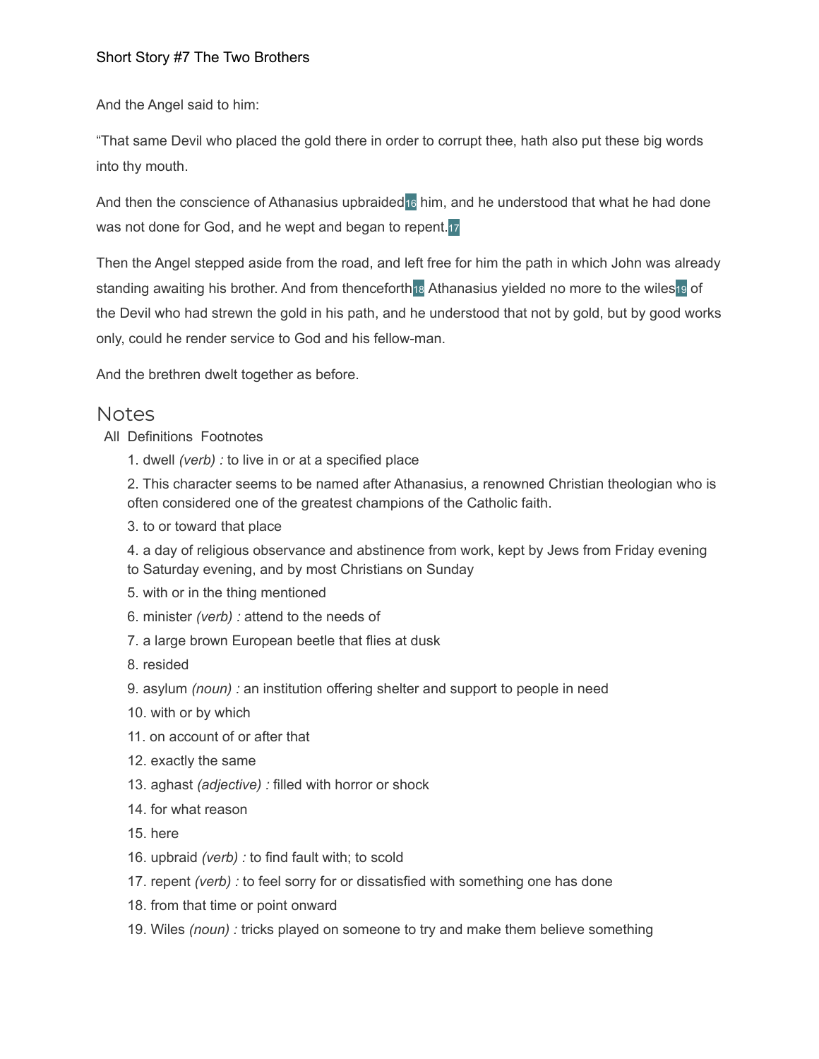# Short Story #7 The Two Brothers

And the Angel said to him:

"That same Devil who placed the gold there in order to corrupt thee, hath also put these big words into thy mouth.

And then the conscience of Athanasius upbraided[16] him, and he understood that what he had done was not done for God, and he wept and began to repent.[17]

Then the Angel stepped aside from the road, and left free for him the path in which John was already standing awaiting his brother. And from thenceforth[18] Athanasius yielded no more to the wiles[19] of the Devil who had strewn the gold in his path, and he understood that not by gold, but by good works only, could he render service to God and his fellow-man.

And the brethren dwelt together as before.

## Notes

All Definitions Footnotes

1. dwell *(verb) :* to live in or at a specified place
2. This character seems to be named after Athanasius, a renowned Christian theologian who is often considered one of the greatest champions of the Catholic faith.
3. to or toward that place
4. a day of religious observance and abstinence from work, kept by Jews from Friday evening to Saturday evening, and by most Christians on Sunday
5. with or in the thing mentioned
6. minister *(verb) :* attend to the needs of
7. a large brown European beetle that flies at dusk
8. resided
9. asylum *(noun) :* an institution offering shelter and support to people in need
10. with or by which
11. on account of or after that
12. exactly the same
13. aghast *(adjective) :* filled with horror or shock
14. for what reason
15. here
16. upbraid *(verb) :* to find fault with; to scold
17. repent *(verb) :* to feel sorry for or dissatisfied with something one has done
18. from that time or point onward
19. Wiles *(noun) :* tricks played on someone to try and make them believe something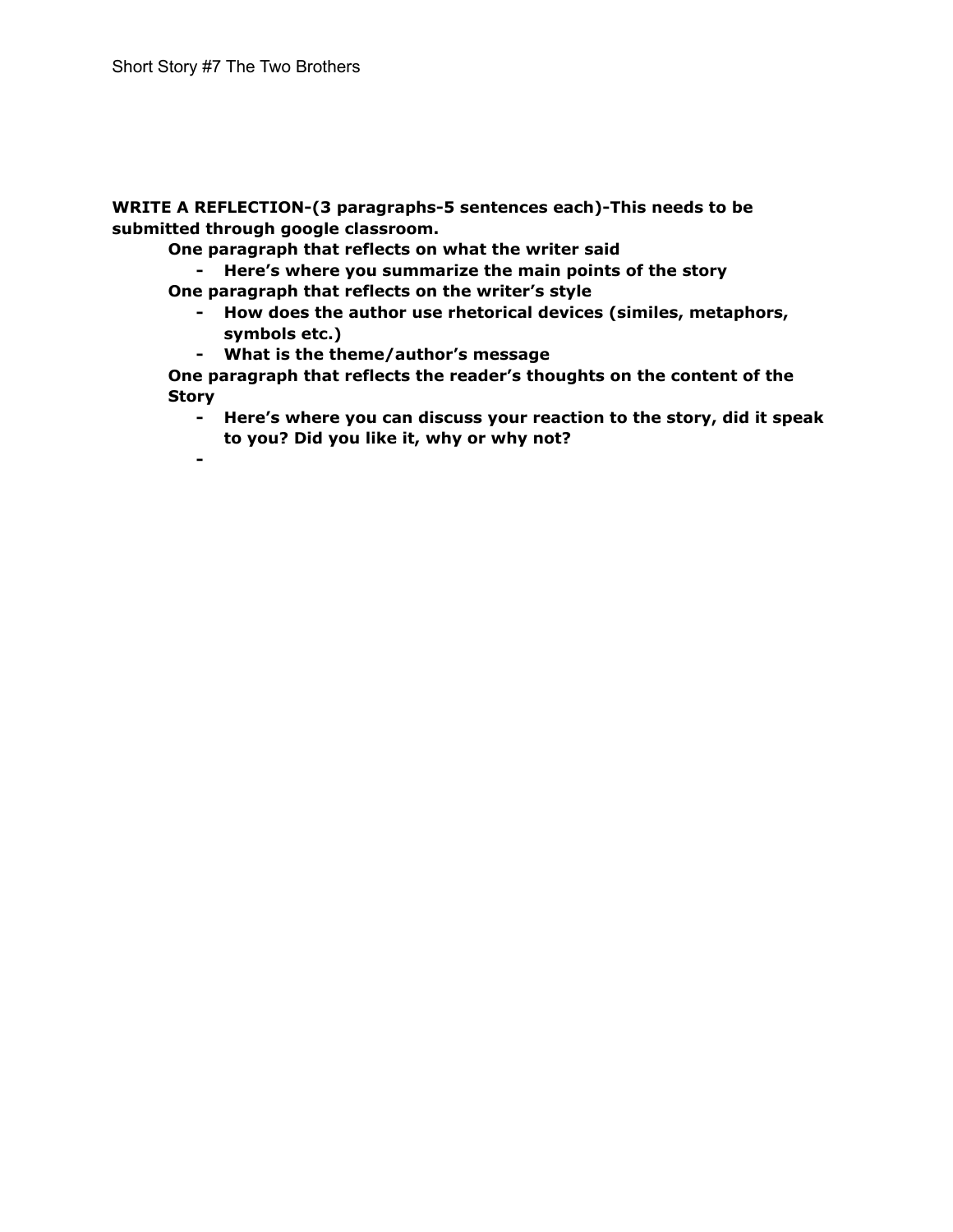Short Story #7 The Two Brothers

**WRITE A REFLECTION-(3 paragraphs-5 sentences each)-This needs to be submitted through google classroom.**

**One paragraph that reflects on what the writer said**

- **Here's where you summarize the main points of the story**

**One paragraph that reflects on the writer's style**

- **How does the author use rhetorical devices (similes, metaphors, symbols etc.)**
- **What is the theme/author's message**

**One paragraph that reflects the reader's thoughts on the content of the Story**

- **Here's where you can discuss your reaction to the story, did it speak to you? Did you like it, why or why not?**
-